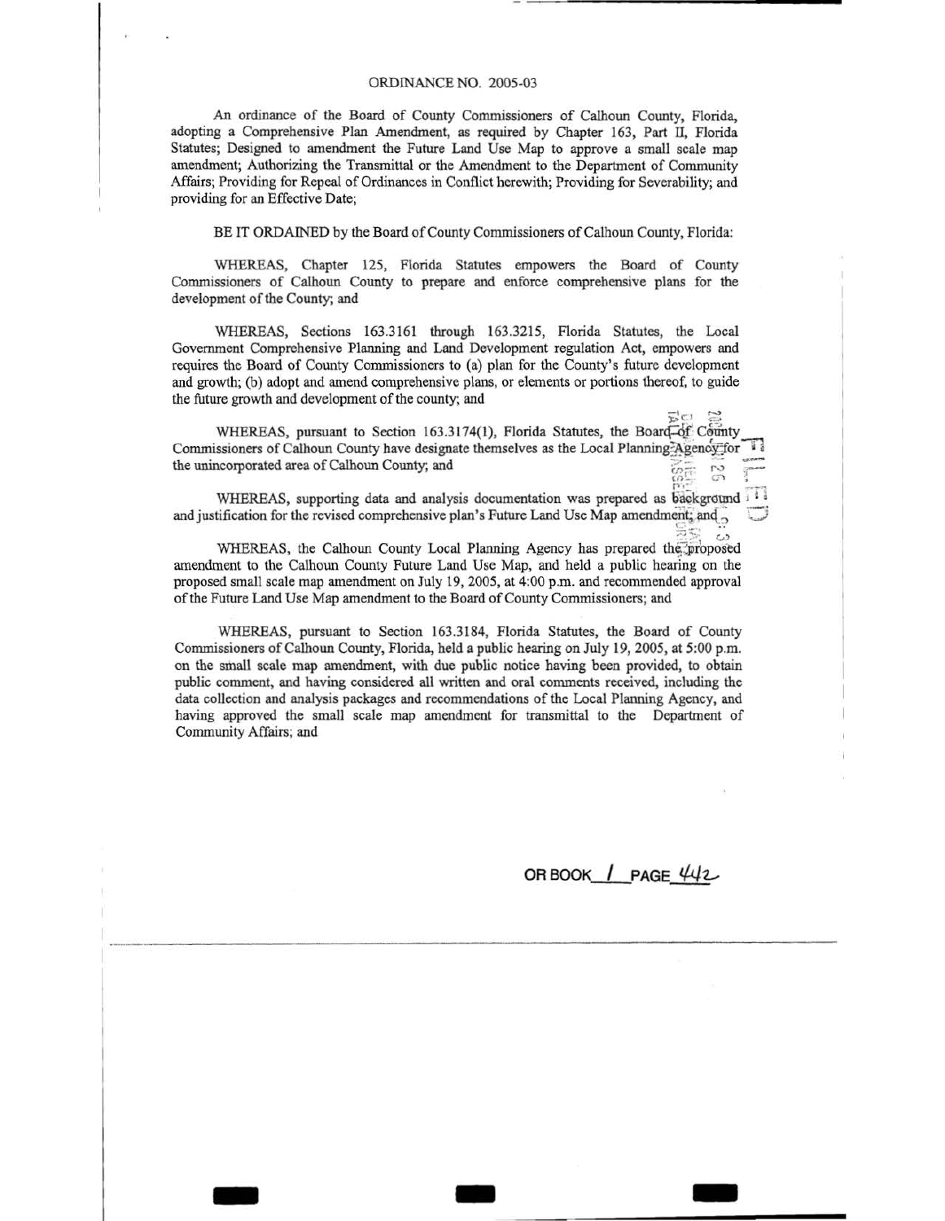# ORDINANCE NO. 2005-03

An ordinance of the Board of County Commissioners of Calhoun County, Florida, adopting a Comprehensive Plan Amendment, as required by Chapter 163, Part II, Florida Statutes; Designed to amendment the Future Land Use Map to approve a small scale map amendment; Authorizing the Transmittal or the Amendment to the Department of Community Affairs; Providing for Repeal of Ordinances in Conflict herewith; Providing for Severability; and providing for an Effective Date;

BE IT ORDAINED by the Board of County Commissioners of Calhoun County, Florida:

WHEREAS, Chapter 125, Florida Statutes empowers the Board of County Commissioners of Calhoun County to prepare and enforce comprehensive plans for the development of the County; and

WHEREAS, Sections 163.3161 through 163.3215, Florida Statutes, the Local Government Comprehensive Planning and Land Development regulation Act, empowers and requires the Board of County Commissioners to (a) plan for the County's future development and growth; (b) adopt and amend comprehensive plans, or elements or portions thereof, to guide the future growth and development of the county; and

WHEREAS, pursuant to Section 163.3174(1), Florida Statutes, the Board of County Commissioners of Calhoun County have designate themselves as the Local Planning Agency for the unincorporated area of Calhoun County; and

WHEREAS, supporting data and analysis documentation was prepared as background and justification for the revised comprehensive plan's Future Land Use Map amendment; and

WHEREAS, the Calhoun County Local Planning Agency has prepared the proposed amendment to the Calhoun County Future Land Use Map, and held a public hearing on the proposed small scale map amendment on July 19, 2005, at 4:00 p.m. and recommended approval of the Future Land Use Map amendment to the Board of County Commissioners; and

WHEREAS, pursuant to Section 163.3184, Florida Statutes, the Board of County Commissioners of Calhoun County, Florida, held a public hearing on July 19, 2005, at 5:00 p.m. on the small scale map amendment, with due public notice having been provided, to obtain public comment, and having considered all written and oral comments received, including the data collection and analysis packages and recommendations of the Local Planning Agency, and having approved the small scale map amendment for transmittal to the Department of Community Affairs; and

OR BOOK 1 PAGE 442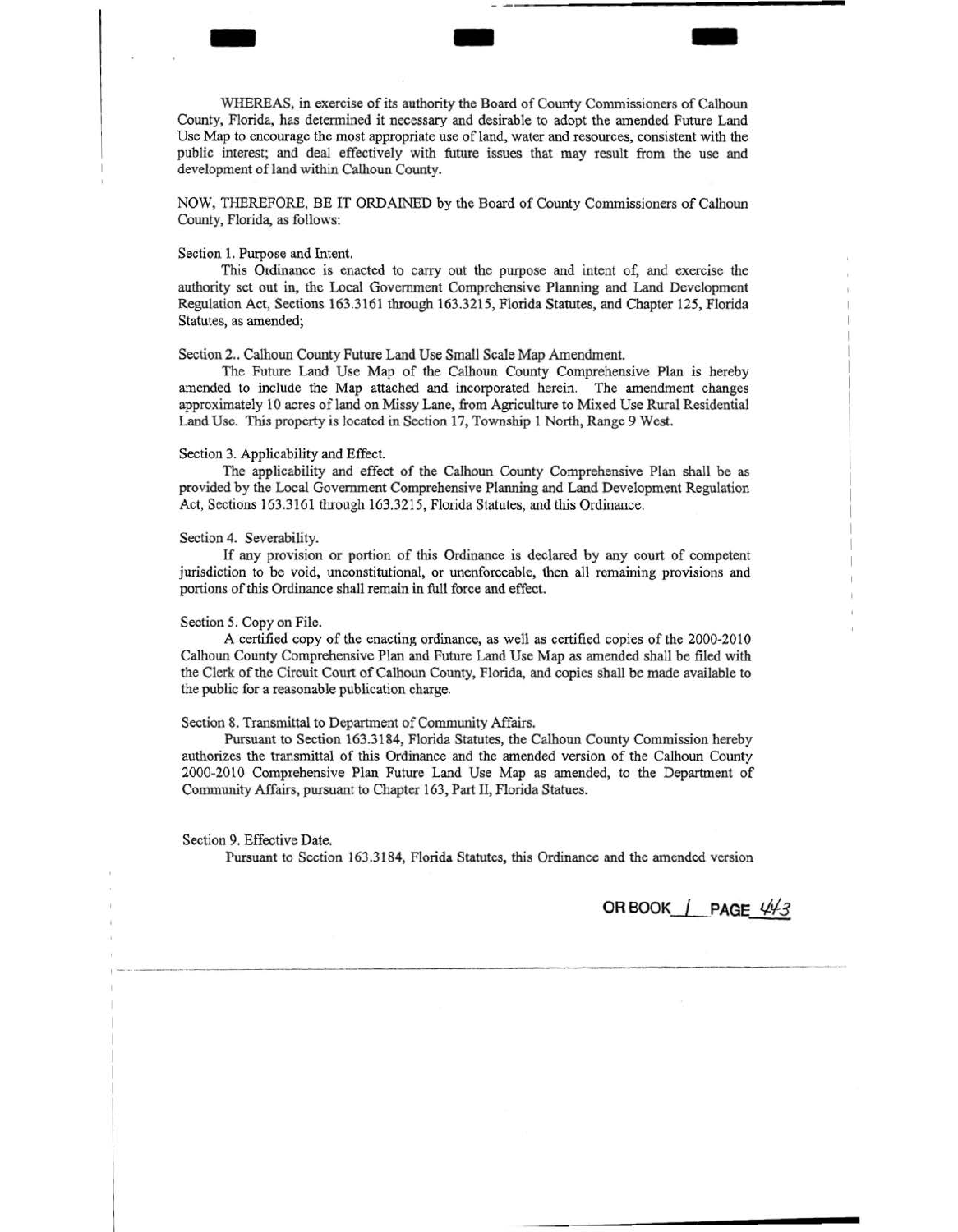WHEREAS, in exercise of its authority the Board of County Commissioners of Calhoun County, Florida, has determined it necessary and desirable to adopt the amended Future Land Use Map to encourage the most appropriate use of land, water and resources, consistent with the public interest; and deal effectively with future issues that may result from the use and development of land within Calhoun County.

NOW, THEREFORE, BE IT ORDAINED by the Board of County Commissioners of Calhoun County, Florida, as follows:

Section 1. Purpose and Intent.

This Ordinance is enacted to carry out the purpose and intent of, and exercise the authority set out in, the Local Government Comprehensive Planning and Land Development Regulation Act, Sections 163.3161 through 163.3215, Florida Statutes, and Chapter 125, Florida Statutes, as amended;

Section 2.. Calhoun County Future Land Use Small Scale Map Amendment.

The Future Land Use Map of the Calhoun County Comprehensive Plan is hereby amended to include the Map attached and incorporated herein. The amendment changes approximately 10 acres of land on Missy Lane, from Agriculture to Mixed Use Rural Residential Land Use. This property is located in Section 17, Township 1 North, Range 9 West.

Section 3. Applicability and Effect.

The applicability and effect of the Calhoun County Comprehensive Plan shall be as provided by the Local Government Comprehensive Planning and Land Development Regulation Act, Sections 163.3161 through 163.3215, Florida Statutes, and this Ordinance.

Section 4. Severability.

If any provision or portion of this Ordinance is declared by any court of competent jurisdiction to be void, unconstitutional, or unenforceable, then all remaining provisions and portions of this Ordinance shall remain in full force and effect.

Section 5. Copy on File.

A certified copy of the enacting ordinance, as well as certified copies of the 2000-2010 Calhoun County Comprehensive Plan and Future Land Use Map as amended shall be filed with the Clerk of the Circuit Court of Calhoun County, Florida, and copies shall be made available to the public for a reasonable publication charge.

Section 8. Transmittal to Department of Community Affairs.

Pursuant to Section 163.3184, Florida Statutes, the Calhoun County Commission hereby authorizes the transmittal of this Ordinance and the amended version of the Calhoun County 2000-2010 Comprehensive Plan Future Land Use Map as amended, to the Department of Community Affairs, pursuant to Chapter 163, Part II, Florida Statues.

Section 9. Effective Date.

Pursuant to Section 163.3184, Florida Statutes, this Ordinance and the amended version

OR BOOK 1 PAGE 443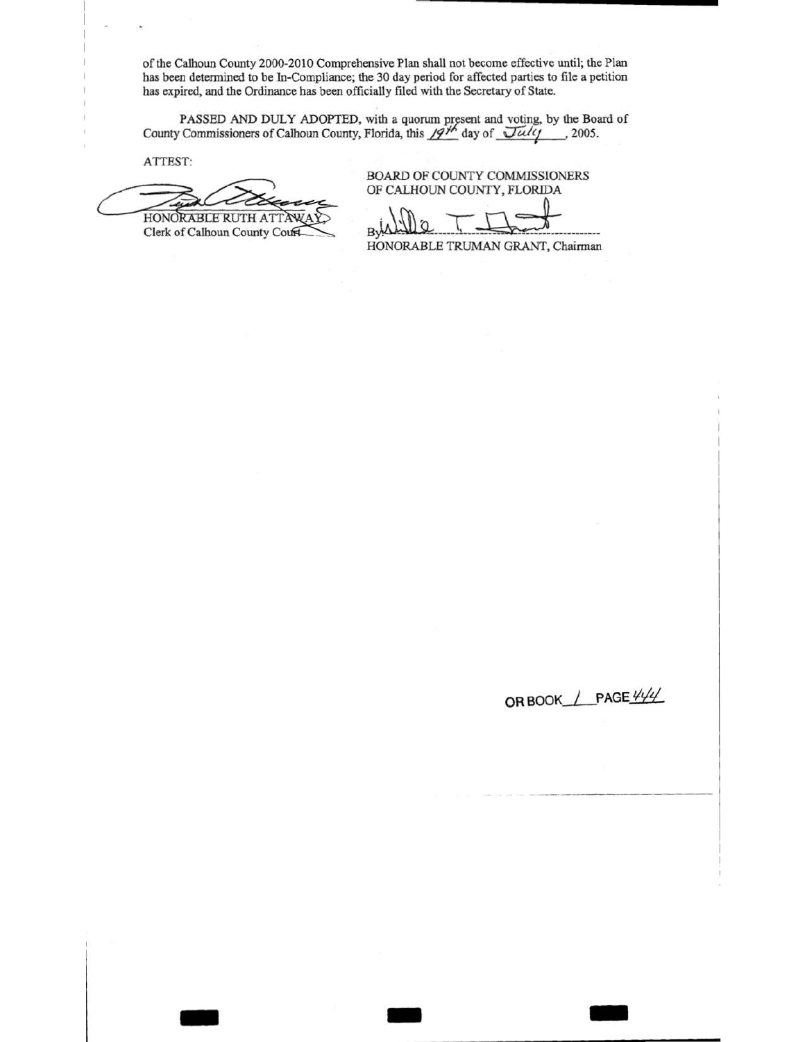of the Calhoun County 2000-2010 Comprehensive Plan shall not become effective until; the Plan has been determined to be In-Compliance; the 30 day period for affected parties to file a petition has expired, and the Ordinance has been officially filed with the Secretary of State.

PASSED AND DULY ADOPTED, with a quorum present and voting, by the Board of County Commissioners of Calhoun County, Florida, this 19th day of July, 2005.

ATTEST:

HONORABLE RUTH ATTAWAY
Clerk of Calhoun County Court

BOARD OF COUNTY COMMISSIONERS
OF CALHOUN COUNTY, FLORIDA

By
HONORABLE TRUMAN GRANT, Chairman

OR BOOK 1 PAGE 444